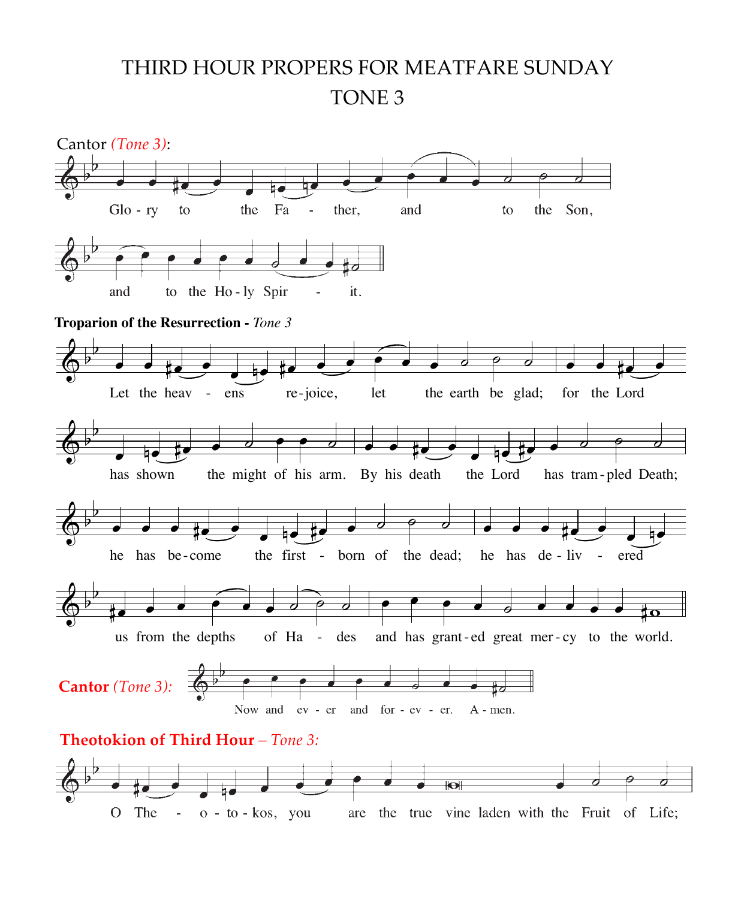# THIRD HOUR PROPERS FOR MEATFARE SUNDAY

## TONE 3

Cantor *(Tone 3)*:

Glo - ry to the Fa - ther, and to the Son,

and to the Ho - ly Spir - it.

**Troparion of the Resurrection -** *Tone 3*

Let the heav - ens re - joice, let the earth be glad; for the Lord has shown the might of his arm. By his death the Lord has tram - pled Death; he has be - come the first - born of the dead; he has de - liv - ered us from the depths of Ha - des and has grant - ed great mer - cy to the world.

**Cantor** *(Tone 3):* Now and ev - er and for - ev - er. A - men.

**Theotokion of Third Hour** – *Tone 3:*

O The - o - to - kos, you are the true vine laden with the Fruit of Life;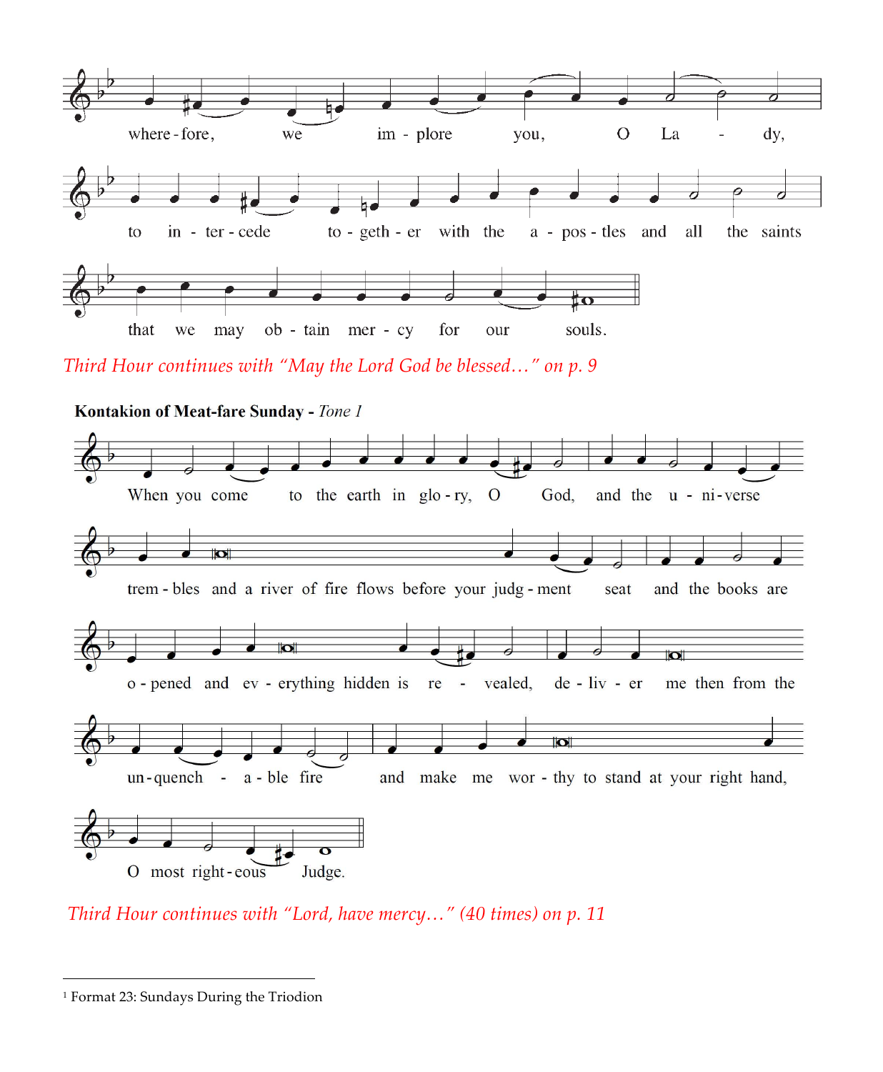where-fore, we im-plore you, O La - dy,

to in-ter-cede to-geth-er with the a-pos-tles and all the saints

that we may ob-tain mer-cy for our souls.

*Third Hour continues with "May the Lord God be blessed…" on p. 9*

**Kontakion of Meat-fare Sunday** - *Tone 1*

When you come to the earth in glo-ry, O God, and the u-ni-verse

trem-bles and a river of fire flows before your judg-ment seat and the books are

o-pened and ev-erything hidden is re - vealed, de-liv-er me then from the

un-quench - a-ble fire and make me wor-thy to stand at your right hand,

O most right-eous Judge.

*Third Hour continues with "Lord, have mercy…" (40 times) on p. 11*

[1] Format 23: Sundays During the Triodion